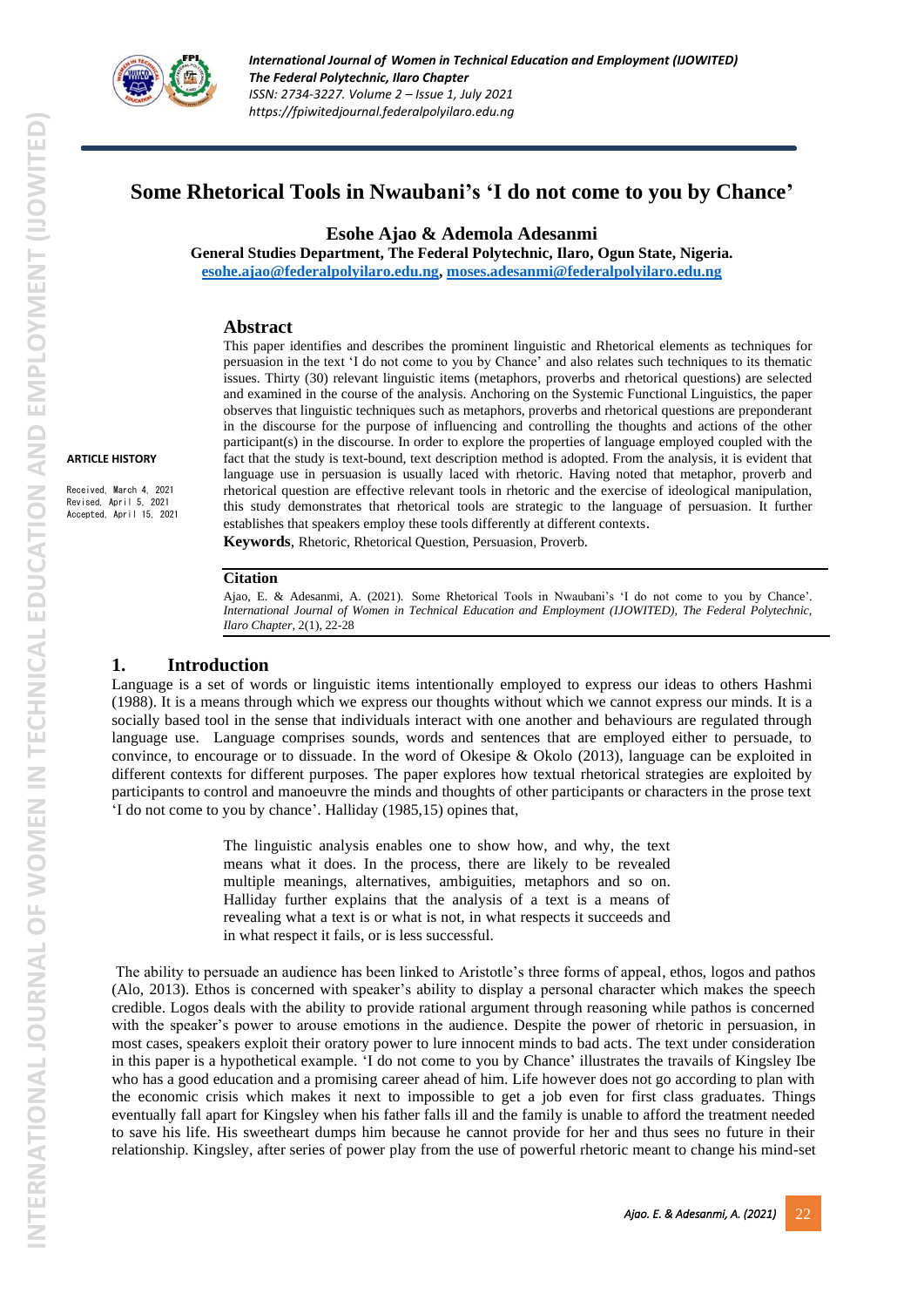# Some Rhetorical Tools in Nwaubani's 'I do not come to you by Chance'

**Esohe Ajao & Ademola Adesanmi**

**General Studies Department, The Federal Polytechnic, Ilaro, Ogun State, Nigeria.**

esohe.ajao@federalpolyilaro.edu.ng, moses.adesanmi@federalpolyilaro.edu.ng

**ARTICLE HISTORY**

Received, March 4, 2021
Revised, April 5, 2021
Accepted, April 15, 2021

## Abstract

This paper identifies and describes the prominent linguistic and Rhetorical elements as techniques for persuasion in the text 'I do not come to you by Chance' and also relates such techniques to its thematic issues. Thirty (30) relevant linguistic items (metaphors, proverbs and rhetorical questions) are selected and examined in the course of the analysis. Anchoring on the Systemic Functional Linguistics, the paper observes that linguistic techniques such as metaphors, proverbs and rhetorical questions are preponderant in the discourse for the purpose of influencing and controlling the thoughts and actions of the other participant(s) in the discourse. In order to explore the properties of language employed coupled with the fact that the study is text-bound, text description method is adopted. From the analysis, it is evident that language use in persuasion is usually laced with rhetoric. Having noted that metaphor, proverb and rhetorical question are effective relevant tools in rhetoric and the exercise of ideological manipulation, this study demonstrates that rhetorical tools are strategic to the language of persuasion. It further establishes that speakers employ these tools differently at different contexts.

**Keywords**, Rhetoric, Rhetorical Question, Persuasion, Proverb.

**Citation**

Ajao, E. & Adesanmi, A. (2021). Some Rhetorical Tools in Nwaubani's 'I do not come to you by Chance'. *International Journal of Women in Technical Education and Employment (IJOWITED), The Federal Polytechnic, Ilaro Chapter*, 2(1), 22-28

## 1. Introduction

Language is a set of words or linguistic items intentionally employed to express our ideas to others Hashmi (1988). It is a means through which we express our thoughts without which we cannot express our minds. It is a socially based tool in the sense that individuals interact with one another and behaviours are regulated through language use. Language comprises sounds, words and sentences that are employed either to persuade, to convince, to encourage or to dissuade. In the word of Okesipe & Okolo (2013), language can be exploited in different contexts for different purposes. The paper explores how textual rhetorical strategies are exploited by participants to control and manoeuvre the minds and thoughts of other participants or characters in the prose text 'I do not come to you by chance'. Halliday (1985,15) opines that,

> The linguistic analysis enables one to show how, and why, the text means what it does. In the process, there are likely to be revealed multiple meanings, alternatives, ambiguities, metaphors and so on. Halliday further explains that the analysis of a text is a means of revealing what a text is or what is not, in what respects it succeeds and in what respect it fails, or is less successful.

The ability to persuade an audience has been linked to Aristotle's three forms of appeal, ethos, logos and pathos (Alo, 2013). Ethos is concerned with speaker's ability to display a personal character which makes the speech credible. Logos deals with the ability to provide rational argument through reasoning while pathos is concerned with the speaker's power to arouse emotions in the audience. Despite the power of rhetoric in persuasion, in most cases, speakers exploit their oratory power to lure innocent minds to bad acts. The text under consideration in this paper is a hypothetical example. 'I do not come to you by Chance' illustrates the travails of Kingsley Ibe who has a good education and a promising career ahead of him. Life however does not go according to plan with the economic crisis which makes it next to impossible to get a job even for first class graduates. Things eventually fall apart for Kingsley when his father falls ill and the family is unable to afford the treatment needed to save his life. His sweetheart dumps him because he cannot provide for her and thus sees no future in their relationship. Kingsley, after series of power play from the use of powerful rhetoric meant to change his mind-set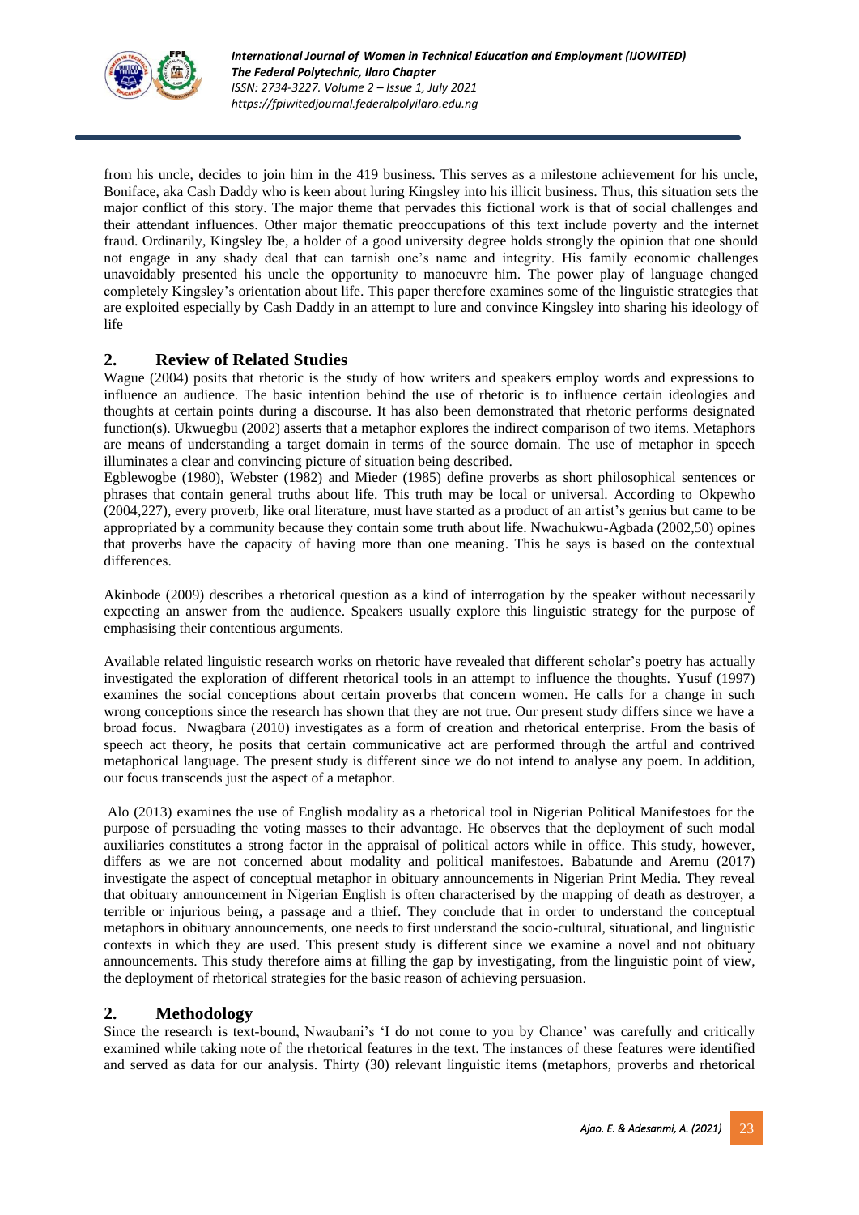from his uncle, decides to join him in the 419 business. This serves as a milestone achievement for his uncle, Boniface, aka Cash Daddy who is keen about luring Kingsley into his illicit business. Thus, this situation sets the major conflict of this story. The major theme that pervades this fictional work is that of social challenges and their attendant influences. Other major thematic preoccupations of this text include poverty and the internet fraud. Ordinarily, Kingsley Ibe, a holder of a good university degree holds strongly the opinion that one should not engage in any shady deal that can tarnish one's name and integrity. His family economic challenges unavoidably presented his uncle the opportunity to manoeuvre him. The power play of language changed completely Kingsley's orientation about life. This paper therefore examines some of the linguistic strategies that are exploited especially by Cash Daddy in an attempt to lure and convince Kingsley into sharing his ideology of life

## 2. Review of Related Studies

Wague (2004) posits that rhetoric is the study of how writers and speakers employ words and expressions to influence an audience. The basic intention behind the use of rhetoric is to influence certain ideologies and thoughts at certain points during a discourse. It has also been demonstrated that rhetoric performs designated function(s). Ukwuegbu (2002) asserts that a metaphor explores the indirect comparison of two items. Metaphors are means of understanding a target domain in terms of the source domain. The use of metaphor in speech illuminates a clear and convincing picture of situation being described.

Egblewogbe (1980), Webster (1982) and Mieder (1985) define proverbs as short philosophical sentences or phrases that contain general truths about life. This truth may be local or universal. According to Okpewho (2004,227), every proverb, like oral literature, must have started as a product of an artist's genius but came to be appropriated by a community because they contain some truth about life. Nwachukwu-Agbada (2002,50) opines that proverbs have the capacity of having more than one meaning. This he says is based on the contextual differences.

Akinbode (2009) describes a rhetorical question as a kind of interrogation by the speaker without necessarily expecting an answer from the audience. Speakers usually explore this linguistic strategy for the purpose of emphasising their contentious arguments.

Available related linguistic research works on rhetoric have revealed that different scholar's poetry has actually investigated the exploration of different rhetorical tools in an attempt to influence the thoughts. Yusuf (1997) examines the social conceptions about certain proverbs that concern women. He calls for a change in such wrong conceptions since the research has shown that they are not true. Our present study differs since we have a broad focus. Nwagbara (2010) investigates as a form of creation and rhetorical enterprise. From the basis of speech act theory, he posits that certain communicative act are performed through the artful and contrived metaphorical language. The present study is different since we do not intend to analyse any poem. In addition, our focus transcends just the aspect of a metaphor.

Alo (2013) examines the use of English modality as a rhetorical tool in Nigerian Political Manifestoes for the purpose of persuading the voting masses to their advantage. He observes that the deployment of such modal auxiliaries constitutes a strong factor in the appraisal of political actors while in office. This study, however, differs as we are not concerned about modality and political manifestoes. Babatunde and Aremu (2017) investigate the aspect of conceptual metaphor in obituary announcements in Nigerian Print Media. They reveal that obituary announcement in Nigerian English is often characterised by the mapping of death as destroyer, a terrible or injurious being, a passage and a thief. They conclude that in order to understand the conceptual metaphors in obituary announcements, one needs to first understand the socio-cultural, situational, and linguistic contexts in which they are used. This present study is different since we examine a novel and not obituary announcements. This study therefore aims at filling the gap by investigating, from the linguistic point of view, the deployment of rhetorical strategies for the basic reason of achieving persuasion.

## 2. Methodology

Since the research is text-bound, Nwaubani's 'I do not come to you by Chance' was carefully and critically examined while taking note of the rhetorical features in the text. The instances of these features were identified and served as data for our analysis. Thirty (30) relevant linguistic items (metaphors, proverbs and rhetorical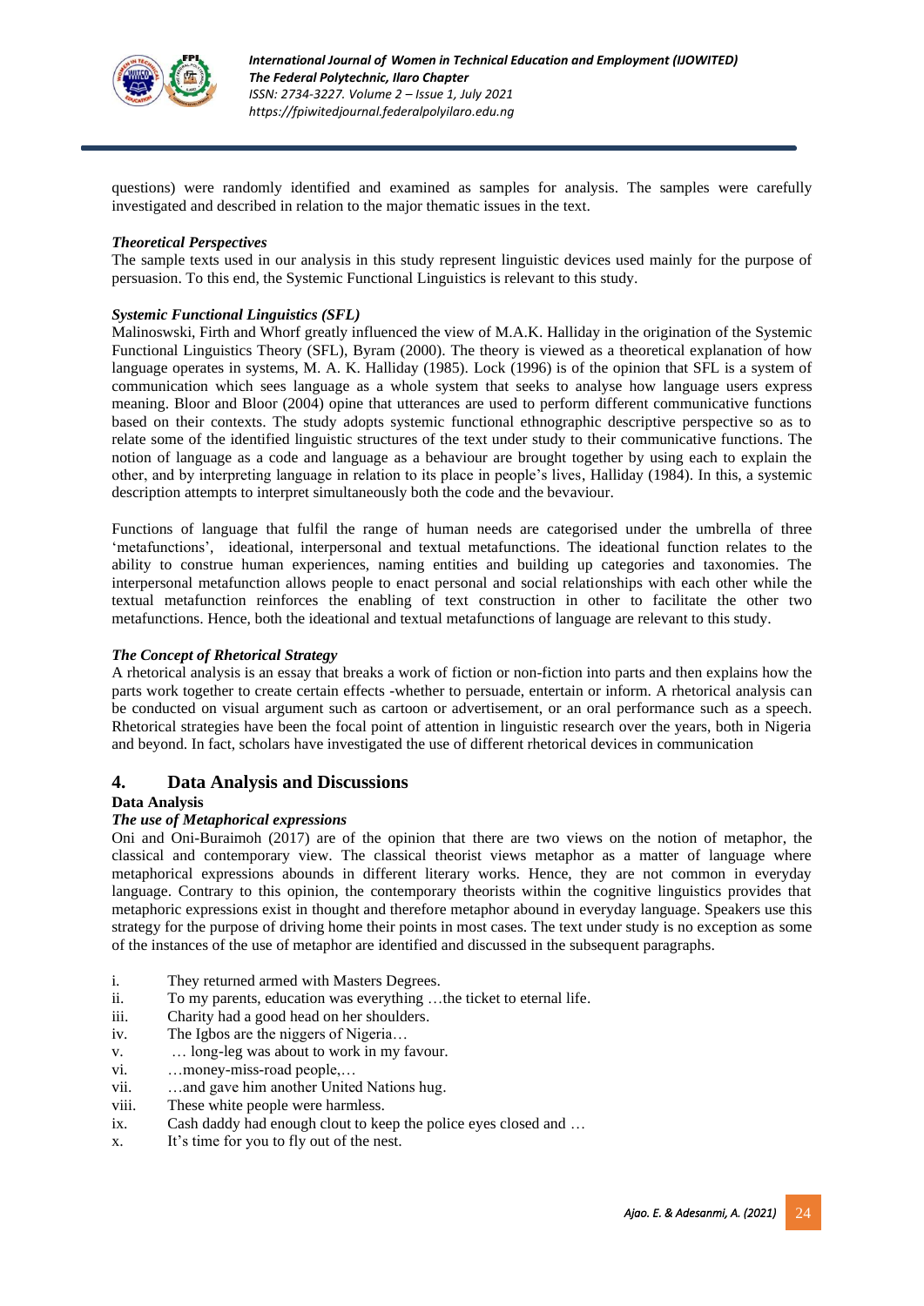questions) were randomly identified and examined as samples for analysis. The samples were carefully investigated and described in relation to the major thematic issues in the text.

### *Theoretical Perspectives*

The sample texts used in our analysis in this study represent linguistic devices used mainly for the purpose of persuasion. To this end, the Systemic Functional Linguistics is relevant to this study.

### *Systemic Functional Linguistics (SFL)*

Malinoswski, Firth and Whorf greatly influenced the view of M.A.K. Halliday in the origination of the Systemic Functional Linguistics Theory (SFL), Byram (2000). The theory is viewed as a theoretical explanation of how language operates in systems, M. A. K. Halliday (1985). Lock (1996) is of the opinion that SFL is a system of communication which sees language as a whole system that seeks to analyse how language users express meaning. Bloor and Bloor (2004) opine that utterances are used to perform different communicative functions based on their contexts. The study adopts systemic functional ethnographic descriptive perspective so as to relate some of the identified linguistic structures of the text under study to their communicative functions. The notion of language as a code and language as a behaviour are brought together by using each to explain the other, and by interpreting language in relation to its place in people's lives, Halliday (1984). In this, a systemic description attempts to interpret simultaneously both the code and the bevaviour.

Functions of language that fulfil the range of human needs are categorised under the umbrella of three 'metafunctions', ideational, interpersonal and textual metafunctions. The ideational function relates to the ability to construe human experiences, naming entities and building up categories and taxonomies. The interpersonal metafunction allows people to enact personal and social relationships with each other while the textual metafunction reinforces the enabling of text construction in other to facilitate the other two metafunctions. Hence, both the ideational and textual metafunctions of language are relevant to this study.

### *The Concept of Rhetorical Strategy*

A rhetorical analysis is an essay that breaks a work of fiction or non-fiction into parts and then explains how the parts work together to create certain effects -whether to persuade, entertain or inform. A rhetorical analysis can be conducted on visual argument such as cartoon or advertisement, or an oral performance such as a speech. Rhetorical strategies have been the focal point of attention in linguistic research over the years, both in Nigeria and beyond. In fact, scholars have investigated the use of different rhetorical devices in communication

## 4. Data Analysis and Discussions

**Data Analysis**

### *The use of Metaphorical expressions*

Oni and Oni-Buraimoh (2017) are of the opinion that there are two views on the notion of metaphor, the classical and contemporary view. The classical theorist views metaphor as a matter of language where metaphorical expressions abounds in different literary works. Hence, they are not common in everyday language. Contrary to this opinion, the contemporary theorists within the cognitive linguistics provides that metaphoric expressions exist in thought and therefore metaphor abound in everyday language. Speakers use this strategy for the purpose of driving home their points in most cases. The text under study is no exception as some of the instances of the use of metaphor are identified and discussed in the subsequent paragraphs.

i. They returned armed with Masters Degrees.
ii. To my parents, education was everything …the ticket to eternal life.
iii. Charity had a good head on her shoulders.
iv. The Igbos are the niggers of Nigeria…
v. … long-leg was about to work in my favour.
vi. …money-miss-road people,…
vii. …and gave him another United Nations hug.
viii. These white people were harmless.
ix. Cash daddy had enough clout to keep the police eyes closed and …
x. It's time for you to fly out of the nest.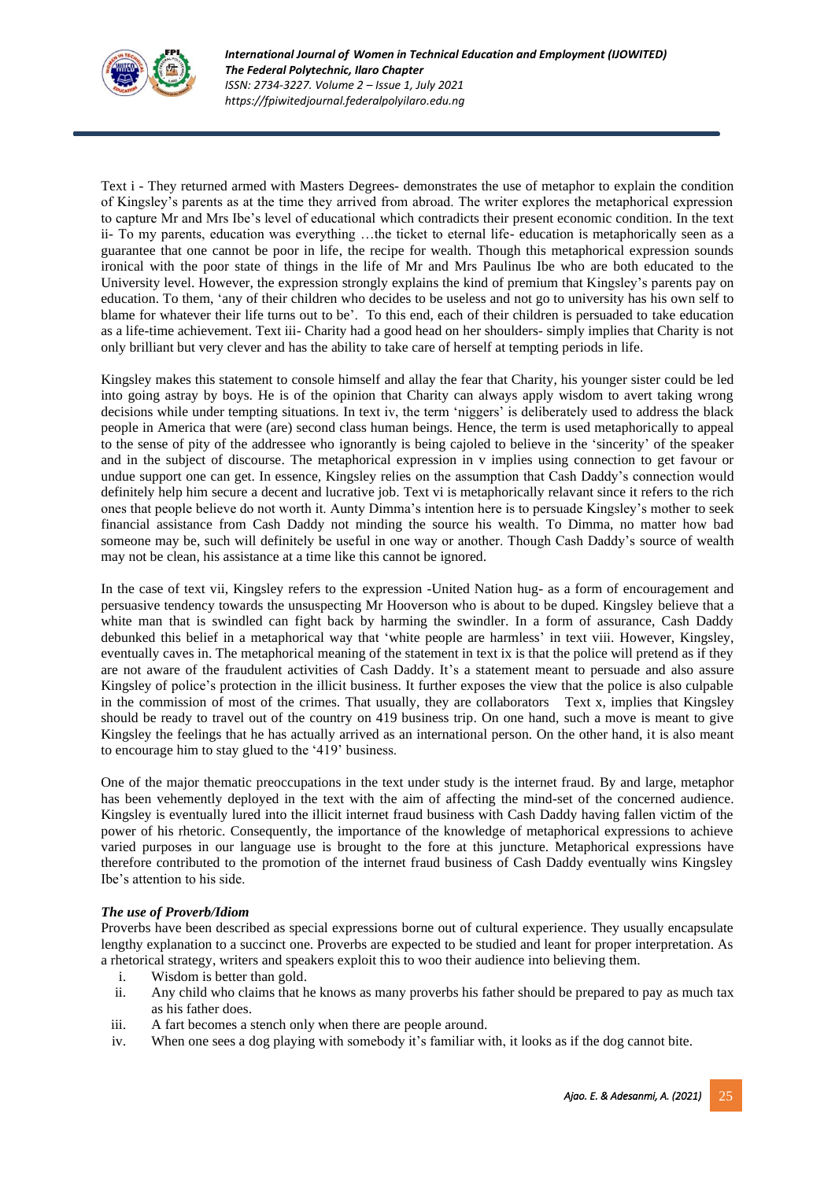Text i - They returned armed with Masters Degrees- demonstrates the use of metaphor to explain the condition of Kingsley's parents as at the time they arrived from abroad. The writer explores the metaphorical expression to capture Mr and Mrs Ibe's level of educational which contradicts their present economic condition. In the text ii- To my parents, education was everything …the ticket to eternal life- education is metaphorically seen as a guarantee that one cannot be poor in life, the recipe for wealth. Though this metaphorical expression sounds ironical with the poor state of things in the life of Mr and Mrs Paulinus Ibe who are both educated to the University level. However, the expression strongly explains the kind of premium that Kingsley's parents pay on education. To them, 'any of their children who decides to be useless and not go to university has his own self to blame for whatever their life turns out to be'. To this end, each of their children is persuaded to take education as a life-time achievement. Text iii- Charity had a good head on her shoulders- simply implies that Charity is not only brilliant but very clever and has the ability to take care of herself at tempting periods in life.

Kingsley makes this statement to console himself and allay the fear that Charity, his younger sister could be led into going astray by boys. He is of the opinion that Charity can always apply wisdom to avert taking wrong decisions while under tempting situations. In text iv, the term 'niggers' is deliberately used to address the black people in America that were (are) second class human beings. Hence, the term is used metaphorically to appeal to the sense of pity of the addressee who ignorantly is being cajoled to believe in the 'sincerity' of the speaker and in the subject of discourse. The metaphorical expression in v implies using connection to get favour or undue support one can get. In essence, Kingsley relies on the assumption that Cash Daddy's connection would definitely help him secure a decent and lucrative job. Text vi is metaphorically relavant since it refers to the rich ones that people believe do not worth it. Aunty Dimma's intention here is to persuade Kingsley's mother to seek financial assistance from Cash Daddy not minding the source his wealth. To Dimma, no matter how bad someone may be, such will definitely be useful in one way or another. Though Cash Daddy's source of wealth may not be clean, his assistance at a time like this cannot be ignored.

In the case of text vii, Kingsley refers to the expression -United Nation hug- as a form of encouragement and persuasive tendency towards the unsuspecting Mr Hooverson who is about to be duped. Kingsley believe that a white man that is swindled can fight back by harming the swindler. In a form of assurance, Cash Daddy debunked this belief in a metaphorical way that 'white people are harmless' in text viii. However, Kingsley, eventually caves in. The metaphorical meaning of the statement in text ix is that the police will pretend as if they are not aware of the fraudulent activities of Cash Daddy. It's a statement meant to persuade and also assure Kingsley of police's protection in the illicit business. It further exposes the view that the police is also culpable in the commission of most of the crimes. That usually, they are collaborators Text x, implies that Kingsley should be ready to travel out of the country on 419 business trip. On one hand, such a move is meant to give Kingsley the feelings that he has actually arrived as an international person. On the other hand, it is also meant to encourage him to stay glued to the '419' business.

One of the major thematic preoccupations in the text under study is the internet fraud. By and large, metaphor has been vehemently deployed in the text with the aim of affecting the mind-set of the concerned audience. Kingsley is eventually lured into the illicit internet fraud business with Cash Daddy having fallen victim of the power of his rhetoric. Consequently, the importance of the knowledge of metaphorical expressions to achieve varied purposes in our language use is brought to the fore at this juncture. Metaphorical expressions have therefore contributed to the promotion of the internet fraud business of Cash Daddy eventually wins Kingsley Ibe's attention to his side.

***The use of Proverb/Idiom***

Proverbs have been described as special expressions borne out of cultural experience. They usually encapsulate lengthy explanation to a succinct one. Proverbs are expected to be studied and leant for proper interpretation. As a rhetorical strategy, writers and speakers exploit this to woo their audience into believing them.

i. Wisdom is better than gold.
ii. Any child who claims that he knows as many proverbs his father should be prepared to pay as much tax as his father does.
iii. A fart becomes a stench only when there are people around.
iv. When one sees a dog playing with somebody it's familiar with, it looks as if the dog cannot bite.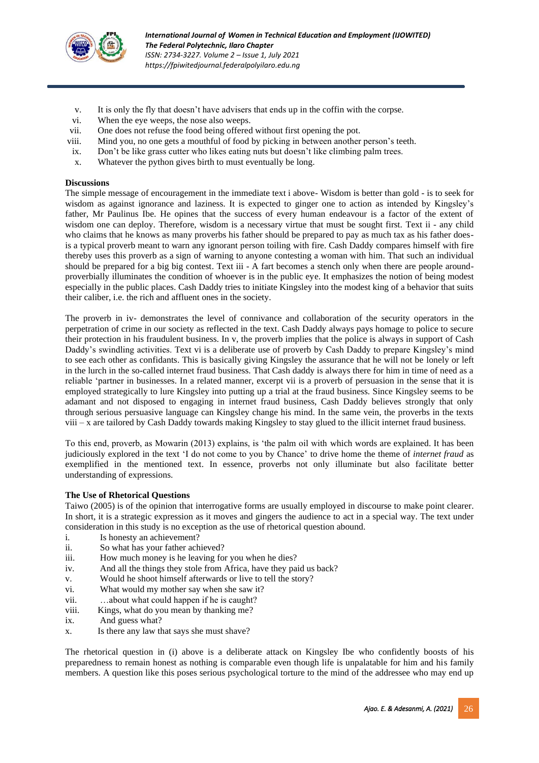v. It is only the fly that doesn't have advisers that ends up in the coffin with the corpse.
vi. When the eye weeps, the nose also weeps.
vii. One does not refuse the food being offered without first opening the pot.
viii. Mind you, no one gets a mouthful of food by picking in between another person's teeth.
ix. Don't be like grass cutter who likes eating nuts but doesn't like climbing palm trees.
x. Whatever the python gives birth to must eventually be long.

**Discussions**

The simple message of encouragement in the immediate text i above- Wisdom is better than gold - is to seek for wisdom as against ignorance and laziness. It is expected to ginger one to action as intended by Kingsley's father, Mr Paulinus Ibe. He opines that the success of every human endeavour is a factor of the extent of wisdom one can deploy. Therefore, wisdom is a necessary virtue that must be sought first. Text ii - any child who claims that he knows as many proverbs his father should be prepared to pay as much tax as his father does- is a typical proverb meant to warn any ignorant person toiling with fire. Cash Daddy compares himself with fire thereby uses this proverb as a sign of warning to anyone contesting a woman with him. That such an individual should be prepared for a big big contest. Text iii - A fart becomes a stench only when there are people around- proverbially illuminates the condition of whoever is in the public eye. It emphasizes the notion of being modest especially in the public places. Cash Daddy tries to initiate Kingsley into the modest king of a behavior that suits their caliber, i.e. the rich and affluent ones in the society.

The proverb in iv- demonstrates the level of connivance and collaboration of the security operators in the perpetration of crime in our society as reflected in the text. Cash Daddy always pays homage to police to secure their protection in his fraudulent business. In v, the proverb implies that the police is always in support of Cash Daddy's swindling activities. Text vi is a deliberate use of proverb by Cash Daddy to prepare Kingsley's mind to see each other as confidants. This is basically giving Kingsley the assurance that he will not be lonely or left in the lurch in the so-called internet fraud business. That Cash daddy is always there for him in time of need as a reliable 'partner in businesses. In a related manner, excerpt vii is a proverb of persuasion in the sense that it is employed strategically to lure Kingsley into putting up a trial at the fraud business. Since Kingsley seems to be adamant and not disposed to engaging in internet fraud business, Cash Daddy believes strongly that only through serious persuasive language can Kingsley change his mind. In the same vein, the proverbs in the texts viii – x are tailored by Cash Daddy towards making Kingsley to stay glued to the illicit internet fraud business.

To this end, proverb, as Mowarin (2013) explains, is 'the palm oil with which words are explained. It has been judiciously explored in the text 'I do not come to you by Chance' to drive home the theme of *internet fraud* as exemplified in the mentioned text. In essence, proverbs not only illuminate but also facilitate better understanding of expressions.

**The Use of Rhetorical Questions**

Taiwo (2005) is of the opinion that interrogative forms are usually employed in discourse to make point clearer. In short, it is a strategic expression as it moves and gingers the audience to act in a special way. The text under consideration in this study is no exception as the use of rhetorical question abound.

i. Is honesty an achievement?
ii. So what has your father achieved?
iii. How much money is he leaving for you when he dies?
iv. And all the things they stole from Africa, have they paid us back?
v. Would he shoot himself afterwards or live to tell the story?
vi. What would my mother say when she saw it?
vii. …about what could happen if he is caught?
viii. Kings, what do you mean by thanking me?
ix. And guess what?
x. Is there any law that says she must shave?

The rhetorical question in (i) above is a deliberate attack on Kingsley Ibe who confidently boosts of his preparedness to remain honest as nothing is comparable even though life is unpalatable for him and his family members. A question like this poses serious psychological torture to the mind of the addressee who may end up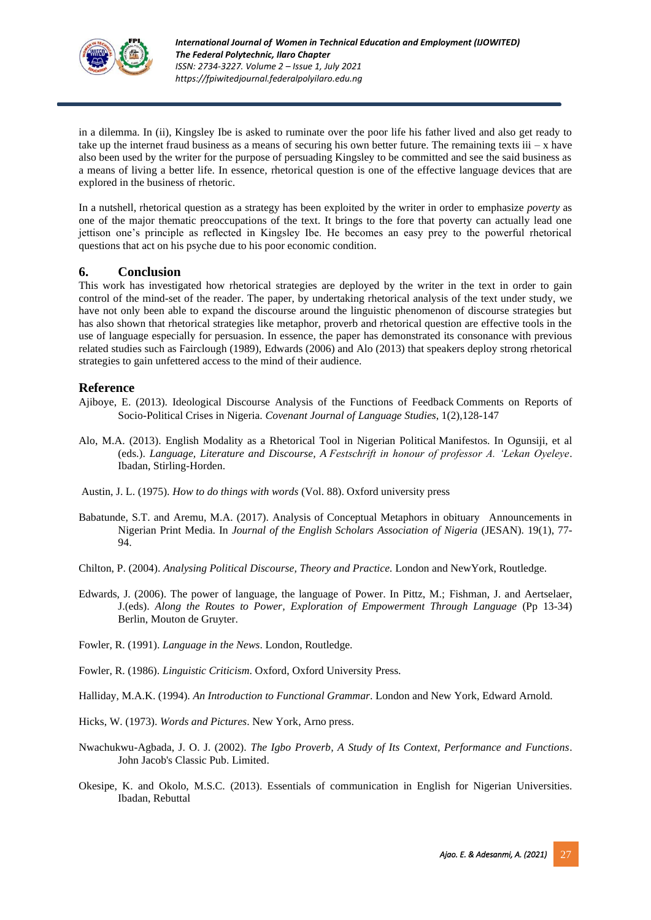in a dilemma. In (ii), Kingsley Ibe is asked to ruminate over the poor life his father lived and also get ready to take up the internet fraud business as a means of securing his own better future. The remaining texts iii – x have also been used by the writer for the purpose of persuading Kingsley to be committed and see the said business as a means of living a better life. In essence, rhetorical question is one of the effective language devices that are explored in the business of rhetoric.

In a nutshell, rhetorical question as a strategy has been exploited by the writer in order to emphasize *poverty* as one of the major thematic preoccupations of the text. It brings to the fore that poverty can actually lead one jettison one's principle as reflected in Kingsley Ibe. He becomes an easy prey to the powerful rhetorical questions that act on his psyche due to his poor economic condition.

## 6. Conclusion

This work has investigated how rhetorical strategies are deployed by the writer in the text in order to gain control of the mind-set of the reader. The paper, by undertaking rhetorical analysis of the text under study, we have not only been able to expand the discourse around the linguistic phenomenon of discourse strategies but has also shown that rhetorical strategies like metaphor, proverb and rhetorical question are effective tools in the use of language especially for persuasion. In essence, the paper has demonstrated its consonance with previous related studies such as Fairclough (1989), Edwards (2006) and Alo (2013) that speakers deploy strong rhetorical strategies to gain unfettered access to the mind of their audience.

## Reference

Ajiboye, E. (2013). Ideological Discourse Analysis of the Functions of Feedback Comments on Reports of Socio-Political Crises in Nigeria. *Covenant Journal of Language Studies*, 1(2),128-147

Alo, M.A. (2013). English Modality as a Rhetorical Tool in Nigerian Political Manifestos. In Ogunsiji, et al (eds.). *Language, Literature and Discourse, A Festschrift in honour of professor A. 'Lekan Oyeleye*. Ibadan, Stirling-Horden.

Austin, J. L. (1975). *How to do things with words* (Vol. 88). Oxford university press

Babatunde, S.T. and Aremu, M.A. (2017). Analysis of Conceptual Metaphors in obituary Announcements in Nigerian Print Media. In *Journal of the English Scholars Association of Nigeria* (JESAN). 19(1), 77-94.

Chilton, P. (2004). *Analysing Political Discourse, Theory and Practice.* London and NewYork, Routledge.

Edwards, J. (2006). The power of language, the language of Power. In Pittz, M.; Fishman, J. and Aertselaer, J.(eds). *Along the Routes to Power, Exploration of Empowerment Through Language* (Pp 13-34) Berlin, Mouton de Gruyter.

Fowler, R. (1991). *Language in the News*. London, Routledge.

Fowler, R. (1986). *Linguistic Criticism*. Oxford, Oxford University Press.

Halliday, M.A.K. (1994). *An Introduction to Functional Grammar*. London and New York, Edward Arnold.

Hicks, W. (1973). *Words and Pictures*. New York, Arno press.

Nwachukwu-Agbada, J. O. J. (2002). *The Igbo Proverb, A Study of Its Context, Performance and Functions*. John Jacob's Classic Pub. Limited.

Okesipe, K. and Okolo, M.S.C. (2013). Essentials of communication in English for Nigerian Universities. Ibadan, Rebuttal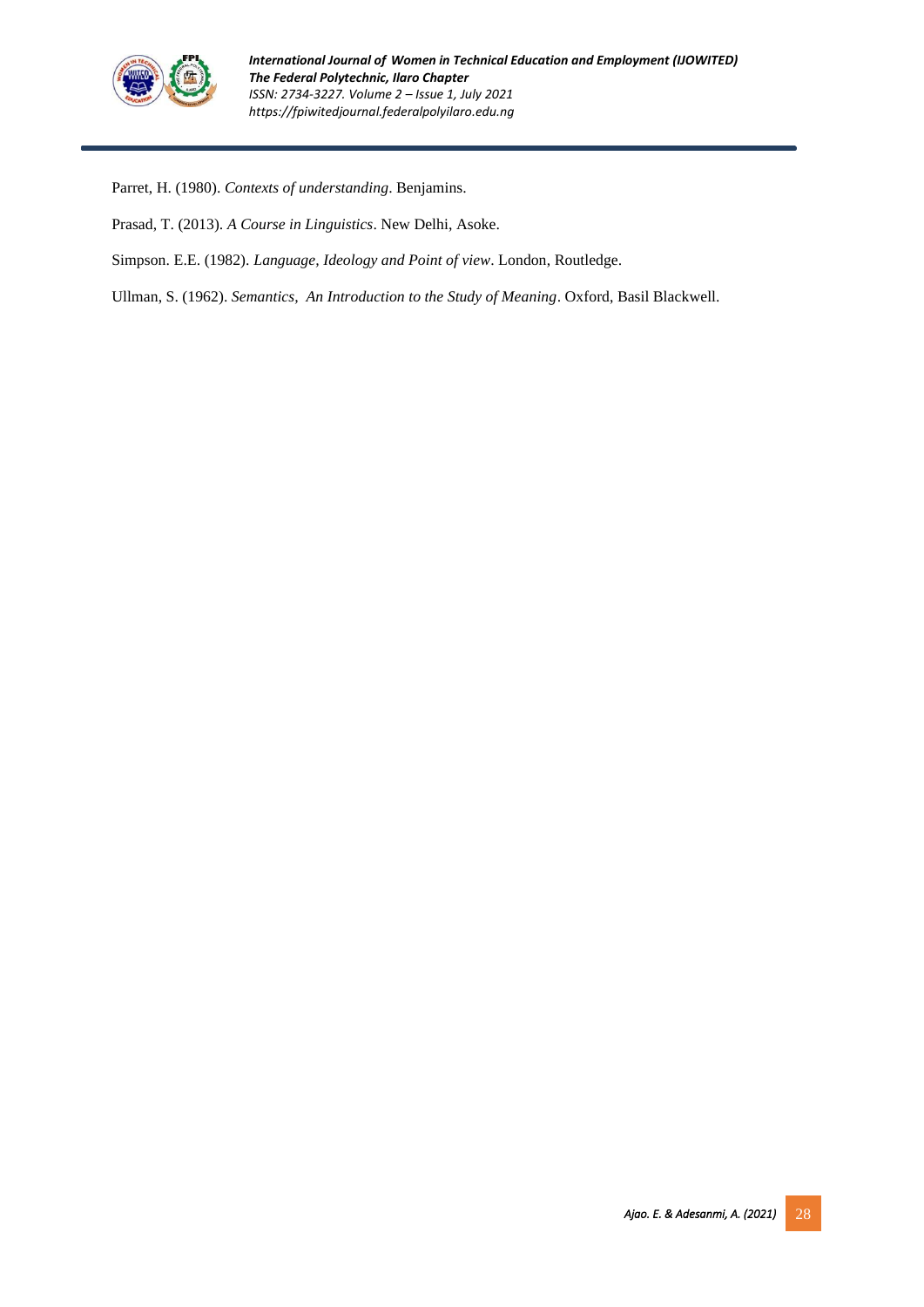Parret, H. (1980). *Contexts of understanding*. Benjamins.

Prasad, T. (2013). *A Course in Linguistics*. New Delhi, Asoke.

Simpson. E.E. (1982). *Language, Ideology and Point of view*. London, Routledge.

Ullman, S. (1962). *Semantics, An Introduction to the Study of Meaning*. Oxford, Basil Blackwell.